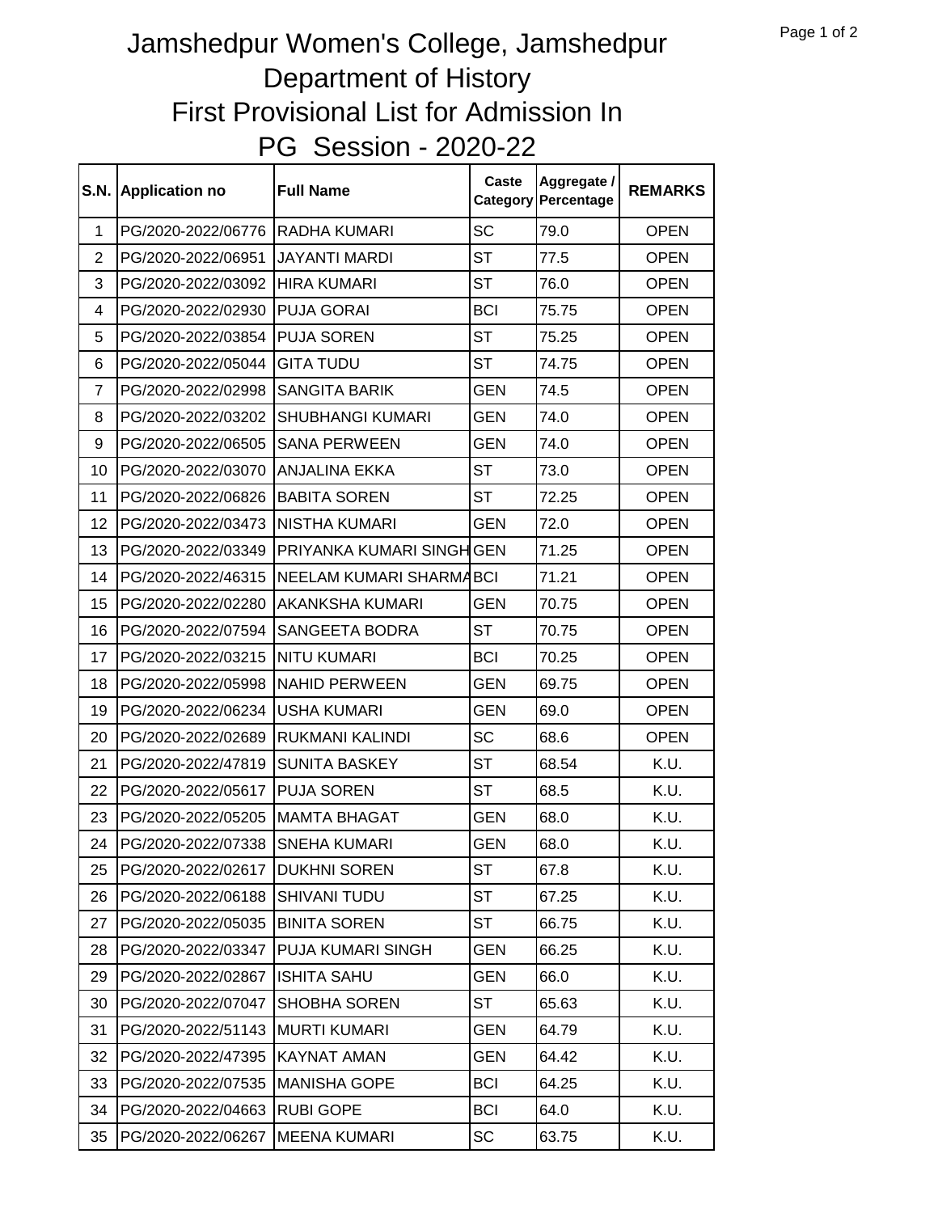# Jamshedpur Women's College, Jamshedpur
## Department of History
## First Provisional List for Admission In
## PG Session - 2020-22

| S.N. | Application no | Full Name | Caste Category | Aggregate / Percentage | REMARKS |
|---|---|---|---|---|---|
| 1 | PG/2020-2022/06776 | RADHA KUMARI | SC | 79.0 | OPEN |
| 2 | PG/2020-2022/06951 | JAYANTI MARDI | ST | 77.5 | OPEN |
| 3 | PG/2020-2022/03092 | HIRA KUMARI | ST | 76.0 | OPEN |
| 4 | PG/2020-2022/02930 | PUJA GORAI | BCI | 75.75 | OPEN |
| 5 | PG/2020-2022/03854 | PUJA SOREN | ST | 75.25 | OPEN |
| 6 | PG/2020-2022/05044 | GITA TUDU | ST | 74.75 | OPEN |
| 7 | PG/2020-2022/02998 | SANGITA BARIK | GEN | 74.5 | OPEN |
| 8 | PG/2020-2022/03202 | SHUBHANGI KUMARI | GEN | 74.0 | OPEN |
| 9 | PG/2020-2022/06505 | SANA PERWEEN | GEN | 74.0 | OPEN |
| 10 | PG/2020-2022/03070 | ANJALINA EKKA | ST | 73.0 | OPEN |
| 11 | PG/2020-2022/06826 | BABITA SOREN | ST | 72.25 | OPEN |
| 12 | PG/2020-2022/03473 | NISTHA KUMARI | GEN | 72.0 | OPEN |
| 13 | PG/2020-2022/03349 | PRIYANKA KUMARI SINGH | GEN | 71.25 | OPEN |
| 14 | PG/2020-2022/46315 | NEELAM KUMARI SHARMA | BCI | 71.21 | OPEN |
| 15 | PG/2020-2022/02280 | AKANKSHA KUMARI | GEN | 70.75 | OPEN |
| 16 | PG/2020-2022/07594 | SANGEETA BODRA | ST | 70.75 | OPEN |
| 17 | PG/2020-2022/03215 | NITU KUMARI | BCI | 70.25 | OPEN |
| 18 | PG/2020-2022/05998 | NAHID PERWEEN | GEN | 69.75 | OPEN |
| 19 | PG/2020-2022/06234 | USHA KUMARI | GEN | 69.0 | OPEN |
| 20 | PG/2020-2022/02689 | RUKMANI KALINDI | SC | 68.6 | OPEN |
| 21 | PG/2020-2022/47819 | SUNITA BASKEY | ST | 68.54 | K.U. |
| 22 | PG/2020-2022/05617 | PUJA SOREN | ST | 68.5 | K.U. |
| 23 | PG/2020-2022/05205 | MAMTA BHAGAT | GEN | 68.0 | K.U. |
| 24 | PG/2020-2022/07338 | SNEHA KUMARI | GEN | 68.0 | K.U. |
| 25 | PG/2020-2022/02617 | DUKHNI SOREN | ST | 67.8 | K.U. |
| 26 | PG/2020-2022/06188 | SHIVANI TUDU | ST | 67.25 | K.U. |
| 27 | PG/2020-2022/05035 | BINITA SOREN | ST | 66.75 | K.U. |
| 28 | PG/2020-2022/03347 | PUJA KUMARI SINGH | GEN | 66.25 | K.U. |
| 29 | PG/2020-2022/02867 | ISHITA SAHU | GEN | 66.0 | K.U. |
| 30 | PG/2020-2022/07047 | SHOBHA SOREN | ST | 65.63 | K.U. |
| 31 | PG/2020-2022/51143 | MURTI KUMARI | GEN | 64.79 | K.U. |
| 32 | PG/2020-2022/47395 | KAYNAT AMAN | GEN | 64.42 | K.U. |
| 33 | PG/2020-2022/07535 | MANISHA GOPE | BCI | 64.25 | K.U. |
| 34 | PG/2020-2022/04663 | RUBI GOPE | BCI | 64.0 | K.U. |
| 35 | PG/2020-2022/06267 | MEENA KUMARI | SC | 63.75 | K.U. |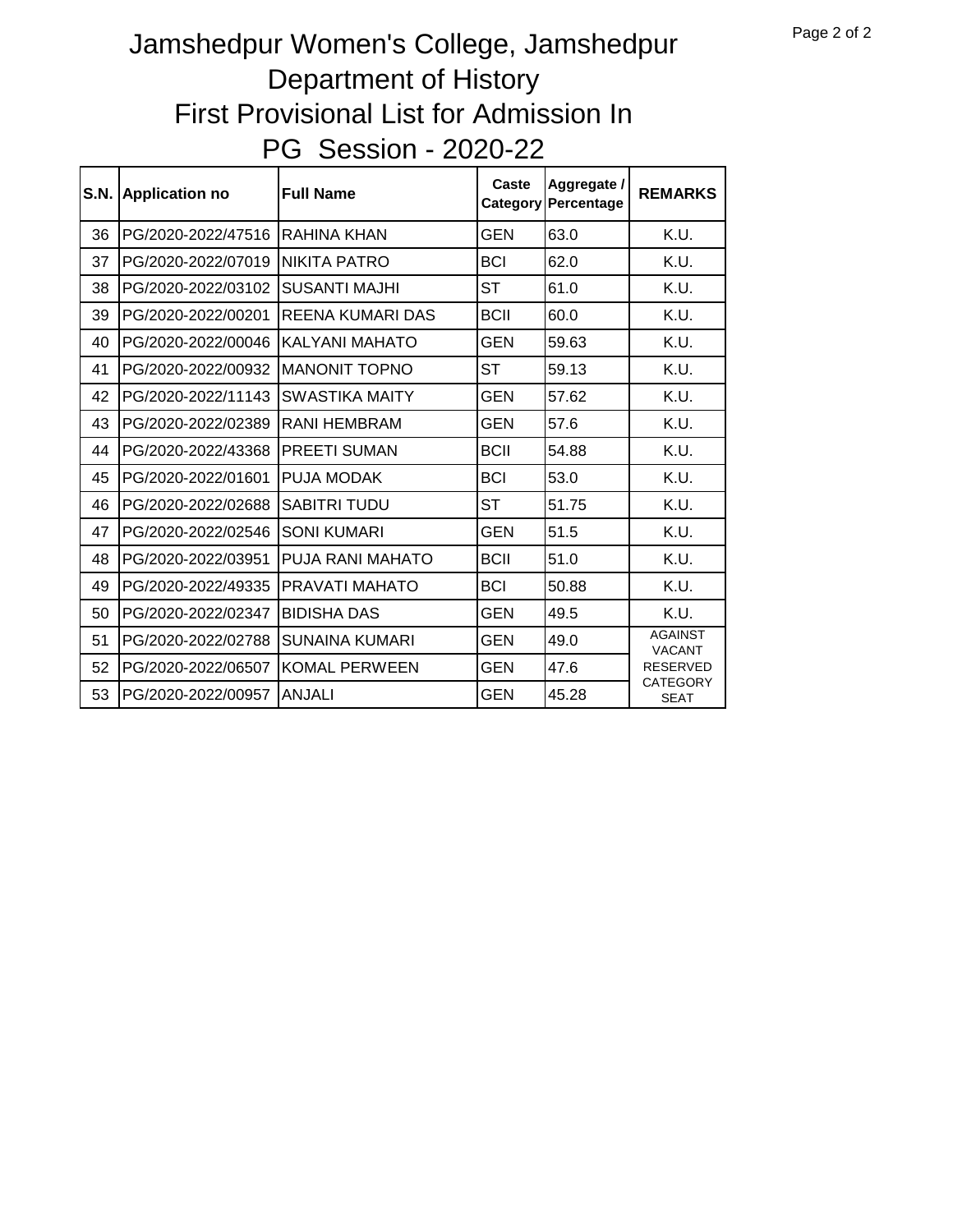# Jamshedpur Women's College, Jamshedpur

## Department of History

## First Provisional List for Admission In PG Session - 2020-22

| S.N. | Application no | Full Name | Caste Category | Aggregate / Percentage | REMARKS |
|---|---|---|---|---|---|
| 36 | PG/2020-2022/47516 | RAHINA KHAN | GEN | 63.0 | K.U. |
| 37 | PG/2020-2022/07019 | NIKITA PATRO | BCI | 62.0 | K.U. |
| 38 | PG/2020-2022/03102 | SUSANTI MAJHI | ST | 61.0 | K.U. |
| 39 | PG/2020-2022/00201 | REENA KUMARI DAS | BCII | 60.0 | K.U. |
| 40 | PG/2020-2022/00046 | KALYANI MAHATO | GEN | 59.63 | K.U. |
| 41 | PG/2020-2022/00932 | MANONIT TOPNO | ST | 59.13 | K.U. |
| 42 | PG/2020-2022/11143 | SWASTIKA MAITY | GEN | 57.62 | K.U. |
| 43 | PG/2020-2022/02389 | RANI HEMBRAM | GEN | 57.6 | K.U. |
| 44 | PG/2020-2022/43368 | PREETI SUMAN | BCII | 54.88 | K.U. |
| 45 | PG/2020-2022/01601 | PUJA MODAK | BCI | 53.0 | K.U. |
| 46 | PG/2020-2022/02688 | SABITRI TUDU | ST | 51.75 | K.U. |
| 47 | PG/2020-2022/02546 | SONI KUMARI | GEN | 51.5 | K.U. |
| 48 | PG/2020-2022/03951 | PUJA RANI MAHATO | BCII | 51.0 | K.U. |
| 49 | PG/2020-2022/49335 | PRAVATI MAHATO | BCI | 50.88 | K.U. |
| 50 | PG/2020-2022/02347 | BIDISHA DAS | GEN | 49.5 | K.U. |
| 51 | PG/2020-2022/02788 | SUNAINA KUMARI | GEN | 49.0 | AGAINST VACANT RESERVED CATEGORY SEAT |
| 52 | PG/2020-2022/06507 | KOMAL PERWEEN | GEN | 47.6 | |
| 53 | PG/2020-2022/00957 | ANJALI | GEN | 45.28 | |